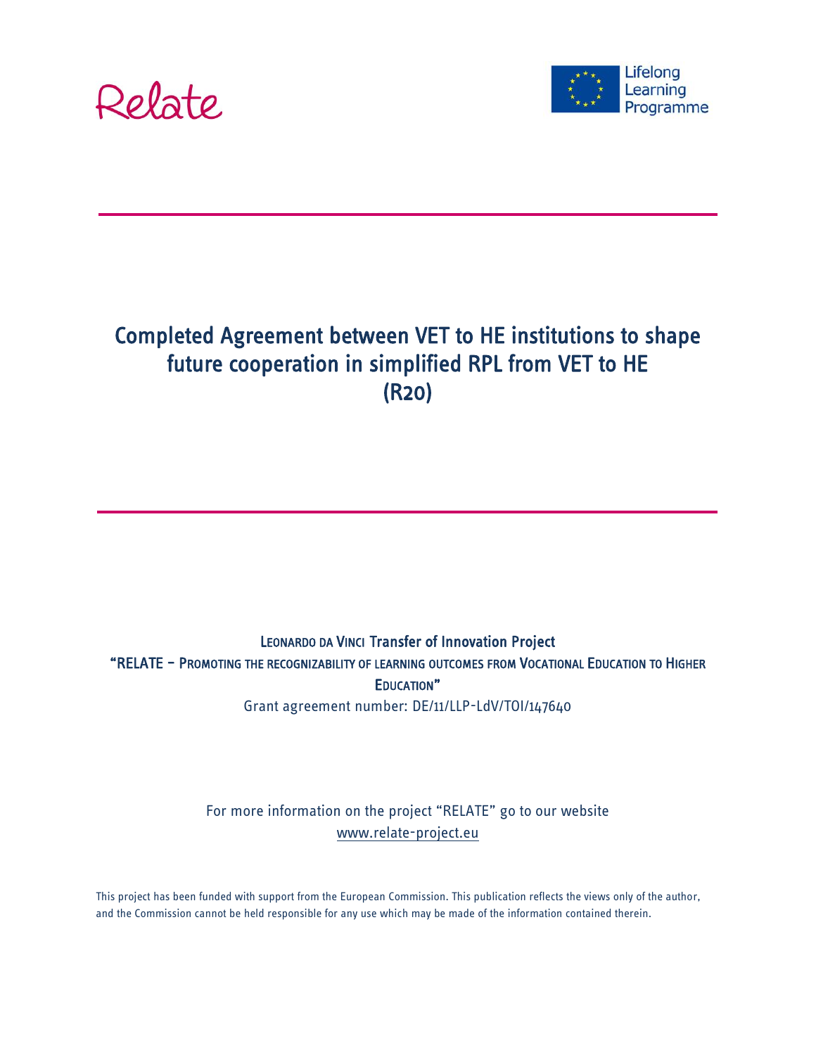Relate

Lifelong Learning Programme

# Completed Agreement between VET to HE institutions to shape future cooperation in simplified RPL from VET to HE (R20)

LEONARDO DA VINCI Transfer of Innovation Project

"RELATE – PROMOTING THE RECOGNIZABILITY OF LEARNING OUTCOMES FROM VOCATIONAL EDUCATION TO HIGHER EDUCATION"

Grant agreement number: DE/11/LLP-LdV/TOI/147640

For more information on the project "RELATE" go to our website www.relate-project.eu

This project has been funded with support from the European Commission. This publication reflects the views only of the author, and the Commission cannot be held responsible for any use which may be made of the information contained therein.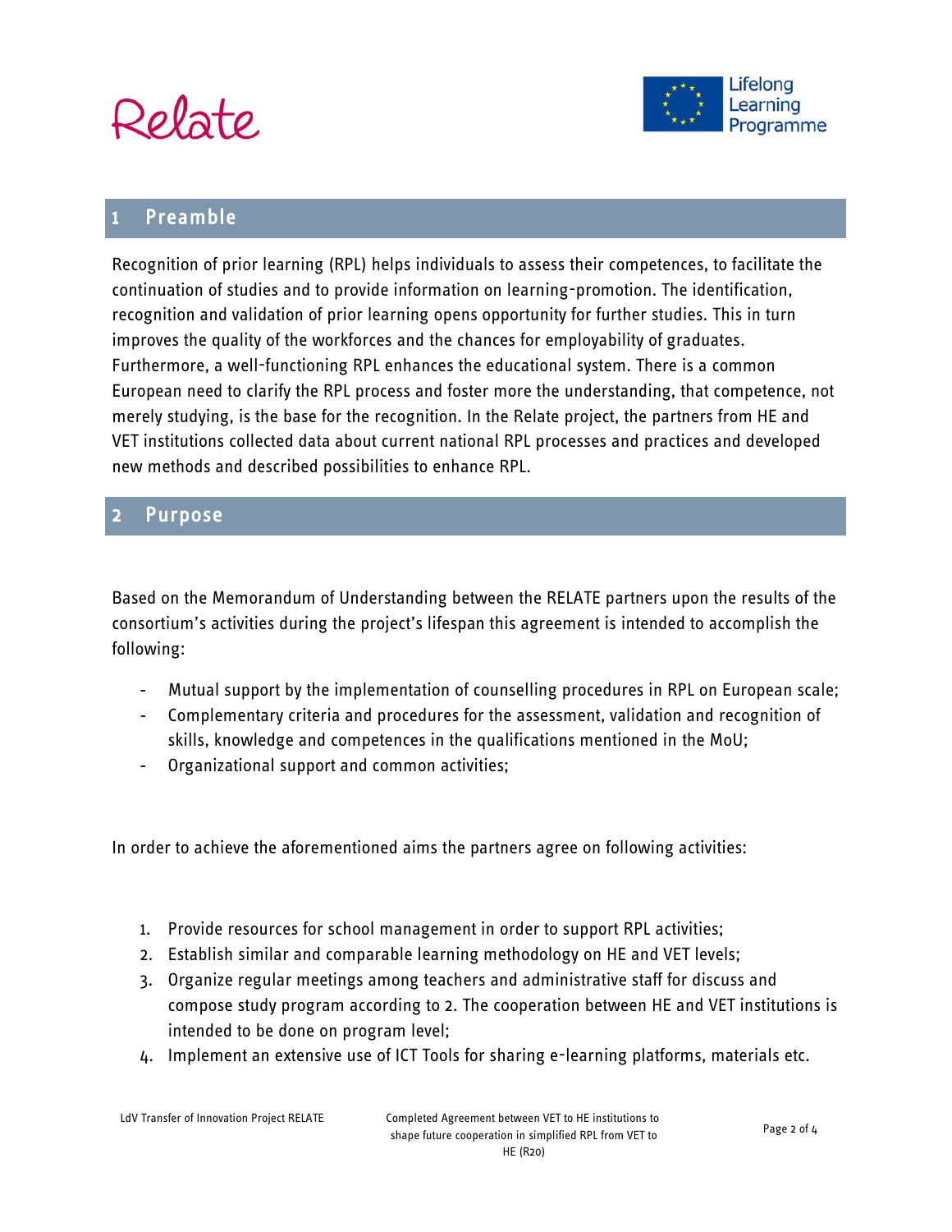## 1 Preamble

Recognition of prior learning (RPL) helps individuals to assess their competences, to facilitate the continuation of studies and to provide information on learning-promotion. The identification, recognition and validation of prior learning opens opportunity for further studies. This in turn improves the quality of the workforces and the chances for employability of graduates. Furthermore, a well-functioning RPL enhances the educational system. There is a common European need to clarify the RPL process and foster more the understanding, that competence, not merely studying, is the base for the recognition. In the Relate project, the partners from HE and VET institutions collected data about current national RPL processes and practices and developed new methods and described possibilities to enhance RPL.

## 2 Purpose

Based on the Memorandum of Understanding between the RELATE partners upon the results of the consortium's activities during the project's lifespan this agreement is intended to accomplish the following:

- Mutual support by the implementation of counselling procedures in RPL on European scale;
- Complementary criteria and procedures for the assessment, validation and recognition of skills, knowledge and competences in the qualifications mentioned in the MoU;
- Organizational support and common activities;

In order to achieve the aforementioned aims the partners agree on following activities:

1. Provide resources for school management in order to support RPL activities;
2. Establish similar and comparable learning methodology on HE and VET levels;
3. Organize regular meetings among teachers and administrative staff for discuss and compose study program according to 2. The cooperation between HE and VET institutions is intended to be done on program level;
4. Implement an extensive use of ICT Tools for sharing e-learning platforms, materials etc.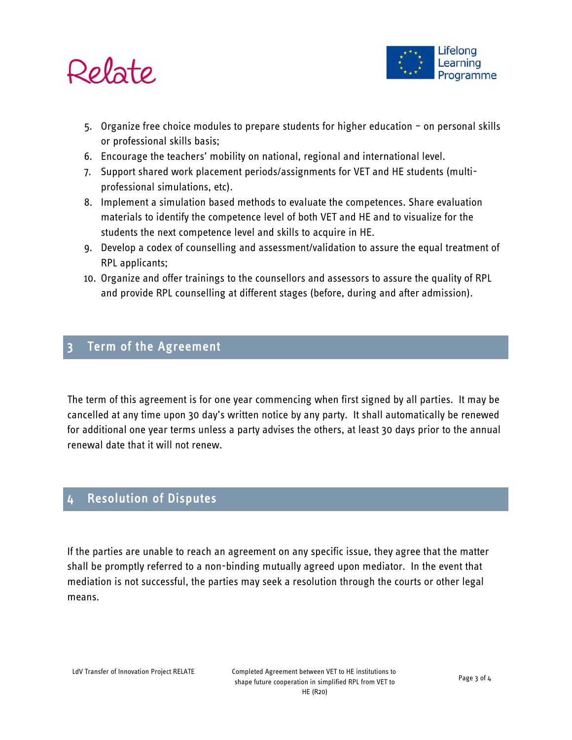5. Organize free choice modules to prepare students for higher education – on personal skills or professional skills basis;
6. Encourage the teachers' mobility on national, regional and international level.
7. Support shared work placement periods/assignments for VET and HE students (multi-professional simulations, etc).
8. Implement a simulation based methods to evaluate the competences. Share evaluation materials to identify the competence level of both VET and HE and to visualize for the students the next competence level and skills to acquire in HE.
9. Develop a codex of counselling and assessment/validation to assure the equal treatment of RPL applicants;
10. Organize and offer trainings to the counsellors and assessors to assure the quality of RPL and provide RPL counselling at different stages (before, during and after admission).

## 3 Term of the Agreement

The term of this agreement is for one year commencing when first signed by all parties. It may be cancelled at any time upon 30 day's written notice by any party. It shall automatically be renewed for additional one year terms unless a party advises the others, at least 30 days prior to the annual renewal date that it will not renew.

## 4 Resolution of Disputes

If the parties are unable to reach an agreement on any specific issue, they agree that the matter shall be promptly referred to a non-binding mutually agreed upon mediator. In the event that mediation is not successful, the parties may seek a resolution through the courts or other legal means.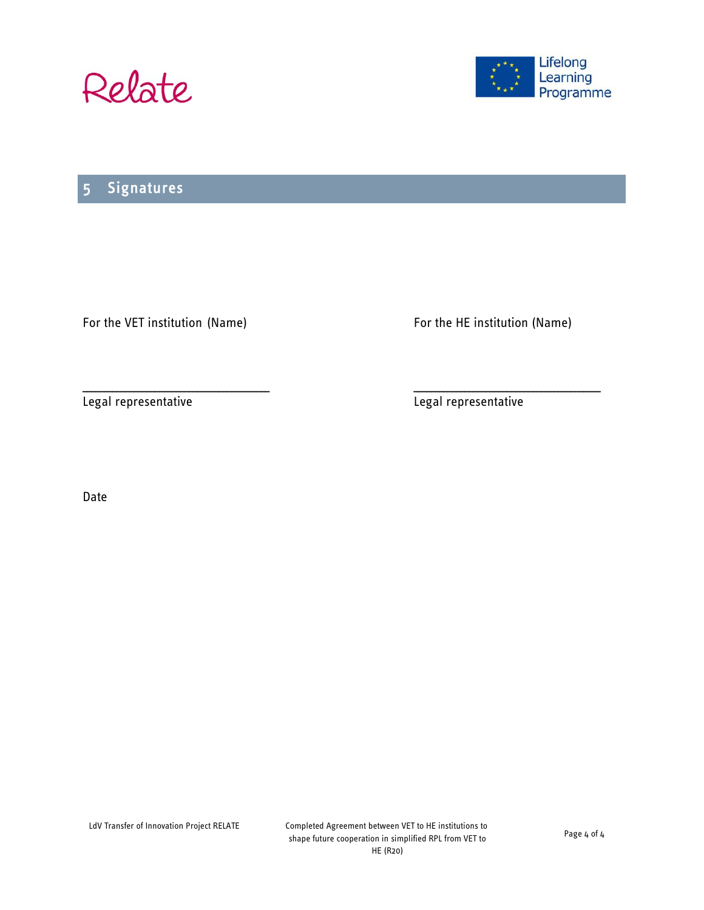## 5 Signatures

For the VET institution (Name)

_____________________________

Legal representative

For the HE institution (Name)

_____________________________

Legal representative

Date